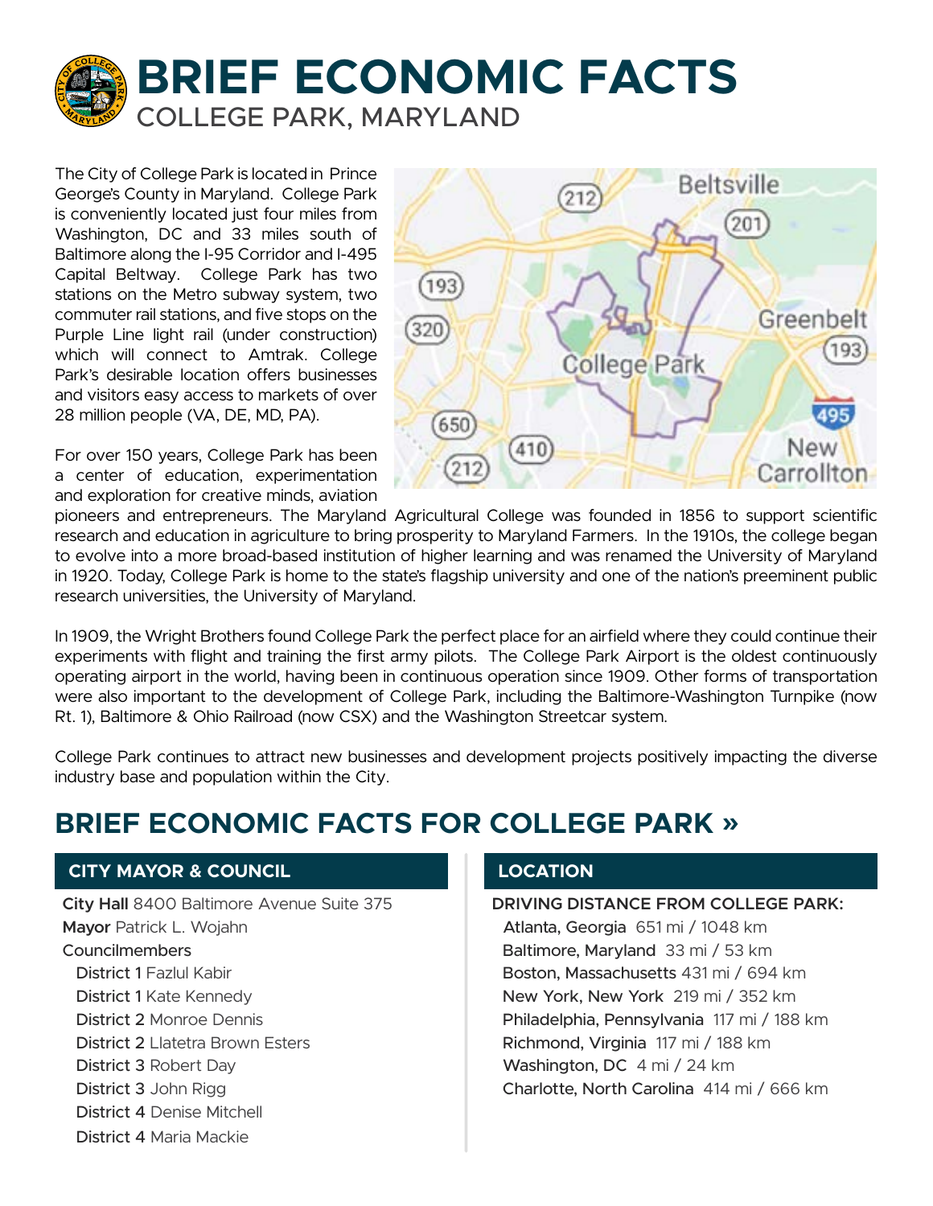# BRIEF ECONOMIC FACTS

## COLLEGE PARK, MARYLAND

The City of College Park is located in Prince George's County in Maryland. College Park is conveniently located just four miles from Washington, DC and 33 miles south of Baltimore along the I-95 Corridor and I-495 Capital Beltway. College Park has two stations on the Metro subway system, two commuter rail stations, and five stops on the Purple Line light rail (under construction) which will connect to Amtrak. College Park's desirable location offers businesses and visitors easy access to markets of over 28 million people (VA, DE, MD, PA).

For over 150 years, College Park has been a center of education, experimentation and exploration for creative minds, aviation pioneers and entrepreneurs. The Maryland Agricultural College was founded in 1856 to support scientific research and education in agriculture to bring prosperity to Maryland Farmers. In the 1910s, the college began to evolve into a more broad-based institution of higher learning and was renamed the University of Maryland in 1920. Today, College Park is home to the state's flagship university and one of the nation's preeminent public research universities, the University of Maryland.

In 1909, the Wright Brothers found College Park the perfect place for an airfield where they could continue their experiments with flight and training the first army pilots. The College Park Airport is the oldest continuously operating airport in the world, having been in continuous operation since 1909. Other forms of transportation were also important to the development of College Park, including the Baltimore-Washington Turnpike (now Rt. 1), Baltimore & Ohio Railroad (now CSX) and the Washington Streetcar system.

College Park continues to attract new businesses and development projects positively impacting the diverse industry base and population within the City.

## BRIEF ECONOMIC FACTS FOR COLLEGE PARK »

### CITY MAYOR & COUNCIL

**City Hall** 8400 Baltimore Avenue Suite 375

**Mayor** Patrick L. Wojahn

Councilmembers

- District 1 Fazlul Kabir
- District 1 Kate Kennedy
- District 2 Monroe Dennis
- District 2 Llatetra Brown Esters
- District 3 Robert Day
- District 3 John Rigg
- District 4 Denise Mitchell
- District 4 Maria Mackie

### LOCATION

**DRIVING DISTANCE FROM COLLEGE PARK:**

- Atlanta, Georgia 651 mi / 1048 km
- Baltimore, Maryland 33 mi / 53 km
- Boston, Massachusetts 431 mi / 694 km
- New York, New York 219 mi / 352 km
- Philadelphia, Pennsylvania 117 mi / 188 km
- Richmond, Virginia 117 mi / 188 km
- Washington, DC 4 mi / 24 km
- Charlotte, North Carolina 414 mi / 666 km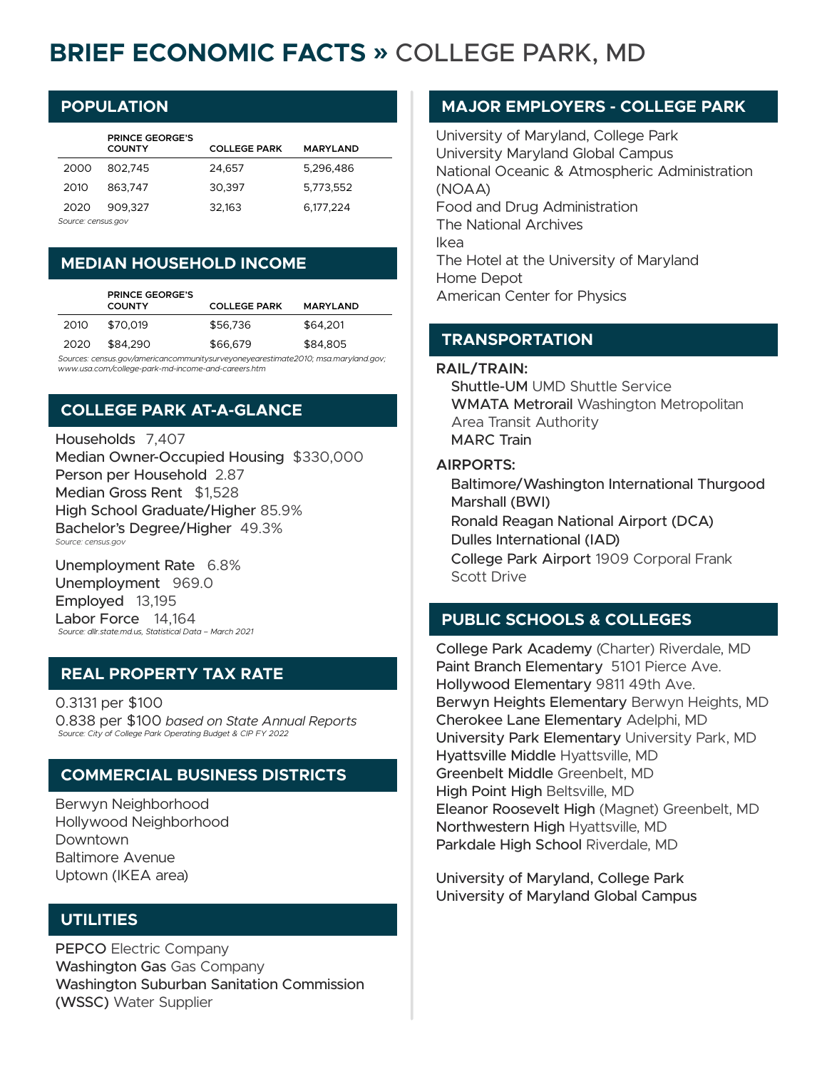# BRIEF ECONOMIC FACTS » COLLEGE PARK, MD

## POPULATION

| | PRINCE GEORGE'S COUNTY | COLLEGE PARK | MARYLAND |
|---|---|---|---|
| 2000 | 802,745 | 24,657 | 5,296,486 |
| 2010 | 863,747 | 30,397 | 5,773,552 |
| 2020 | 909,327 | 32,163 | 6,177,224 |

*Source: census.gov*

## MEDIAN HOUSEHOLD INCOME

| | PRINCE GEORGE'S COUNTY | COLLEGE PARK | MARYLAND |
|---|---|---|---|
| 2010 | $70,019 | $56,736 | $64,201 |
| 2020 | $84,290 | $66,679 | $84,805 |

*Sources: census.gov/americancommunitysurveyoneyearestimate2010; msa.maryland.gov; www.usa.com/college-park-md-income-and-careers.htm*

## COLLEGE PARK AT-A-GLANCE

Households 7,407
Median Owner-Occupied Housing $330,000
Person per Household 2.87
Median Gross Rent $1,528
High School Graduate/Higher 85.9%
Bachelor's Degree/Higher 49.3%

*Source: census.gov*

Unemployment Rate 6.8%
Unemployment 969.0
Employed 13,195
Labor Force 14,164

*Source: dllr.state.md.us, Statistical Data – March 2021*

## REAL PROPERTY TAX RATE

0.3131 per $100
0.838 per $100 *based on State Annual Reports*

*Source: City of College Park Operating Budget & CIP FY 2022*

## COMMERCIAL BUSINESS DISTRICTS

Berwyn Neighborhood
Hollywood Neighborhood
Downtown
Baltimore Avenue
Uptown (IKEA area)

## UTILITIES

**PEPCO** Electric Company
**Washington Gas** Gas Company
**Washington Suburban Sanitation Commission (WSSC)** Water Supplier

## MAJOR EMPLOYERS - COLLEGE PARK

University of Maryland, College Park
University Maryland Global Campus
National Oceanic & Atmospheric Administration (NOAA)
Food and Drug Administration
The National Archives
Ikea
The Hotel at the University of Maryland
Home Depot
American Center for Physics

## TRANSPORTATION

**RAIL/TRAIN:**

**Shuttle-UM** UMD Shuttle Service
**WMATA Metrorail** Washington Metropolitan Area Transit Authority
**MARC Train**

**AIRPORTS:**

**Baltimore/Washington International Thurgood Marshall (BWI)**
**Ronald Reagan National Airport (DCA)**
**Dulles International (IAD)**
**College Park Airport** 1909 Corporal Frank Scott Drive

## PUBLIC SCHOOLS & COLLEGES

**College Park Academy** (Charter) Riverdale, MD
**Paint Branch Elementary** 5101 Pierce Ave.
**Hollywood Elementary** 9811 49th Ave.
**Berwyn Heights Elementary** Berwyn Heights, MD
**Cherokee Lane Elementary** Adelphi, MD
**University Park Elementary** University Park, MD
**Hyattsville Middle** Hyattsville, MD
**Greenbelt Middle** Greenbelt, MD
**High Point High** Beltsville, MD
**Eleanor Roosevelt High** (Magnet) Greenbelt, MD
**Northwestern High** Hyattsville, MD
**Parkdale High School** Riverdale, MD

**University of Maryland, College Park**
**University of Maryland Global Campus**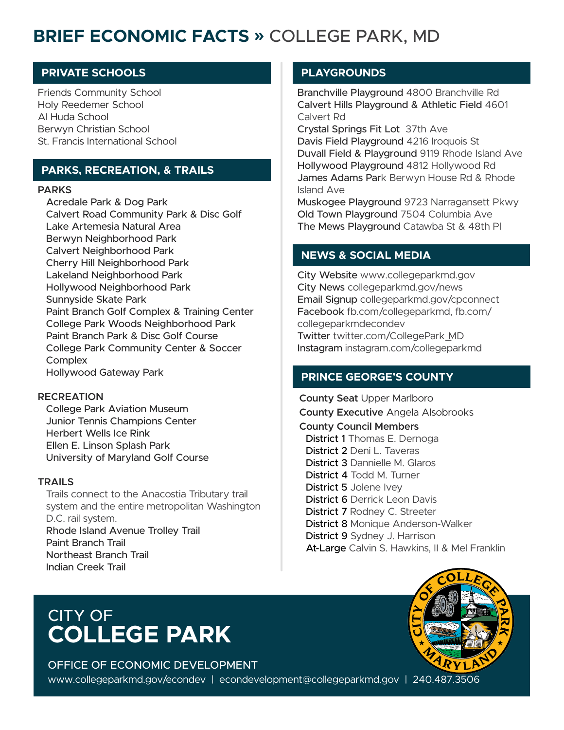# BRIEF ECONOMIC FACTS » COLLEGE PARK, MD

## PRIVATE SCHOOLS

Friends Community School
Holy Reedemer School
Al Huda School
Berwyn Christian School
St. Francis International School

## PARKS, RECREATION, & TRAILS

### PARKS

Acredale Park & Dog Park
Calvert Road Community Park & Disc Golf
Lake Artemesia Natural Area
Berwyn Neighborhood Park
Calvert Neighborhood Park
Cherry Hill Neighborhood Park
Lakeland Neighborhood Park
Hollywood Neighborhood Park
Sunnyside Skate Park
Paint Branch Golf Complex & Training Center
College Park Woods Neighborhood Park
Paint Branch Park & Disc Golf Course
College Park Community Center & Soccer Complex
Hollywood Gateway Park

### RECREATION

College Park Aviation Museum
Junior Tennis Champions Center
Herbert Wells Ice Rink
Ellen E. Linson Splash Park
University of Maryland Golf Course

### TRAILS

Trails connect to the Anacostia Tributary trail system and the entire metropolitan Washington D.C. rail system.

Rhode Island Avenue Trolley Trail
Paint Branch Trail
Northeast Branch Trail
Indian Creek Trail

## PLAYGROUNDS

**Branchville Playground** 4800 Branchville Rd
**Calvert Hills Playground & Athletic Field** 4601 Calvert Rd
**Crystal Springs Fit Lot** 37th Ave
**Davis Field Playground** 4216 Iroquois St
**Duvall Field & Playground** 9119 Rhode Island Ave
**Hollywood Playground** 4812 Hollywood Rd
**James Adams Park** Berwyn House Rd & Rhode Island Ave
**Muskogee Playground** 9723 Narragansett Pkwy
**Old Town Playground** 7504 Columbia Ave
**The Mews Playground** Catawba St & 48th Pl

## NEWS & SOCIAL MEDIA

**City Website** www.collegeparkmd.gov
**City News** collegeparkmd.gov/news
**Email Signup** collegeparkmd.gov/cpconnect
**Facebook** fb.com/collegeparkmd, fb.com/collegeparkmdecondev
**Twitter** twitter.com/CollegePark_MD
**Instagram** instagram.com/collegeparkmd

## PRINCE GEORGE'S COUNTY

**County Seat** Upper Marlboro
**County Executive** Angela Alsobrooks
**County Council Members**
- **District 1** Thomas E. Dernoga
- **District 2** Deni L. Taveras
- **District 3** Dannielle M. Glaros
- **District 4** Todd M. Turner
- **District 5** Jolene Ivey
- **District 6** Derrick Leon Davis
- **District 7** Rodney C. Streeter
- **District 8** Monique Anderson-Walker
- **District 9** Sydney J. Harrison
- **At-Large** Calvin S. Hawkins, II & Mel Franklin

CITY OF
**COLLEGE PARK**

OFFICE OF ECONOMIC DEVELOPMENT
www.collegeparkmd.gov/econdev | econdevelopment@collegeparkmd.gov | 240.487.3506